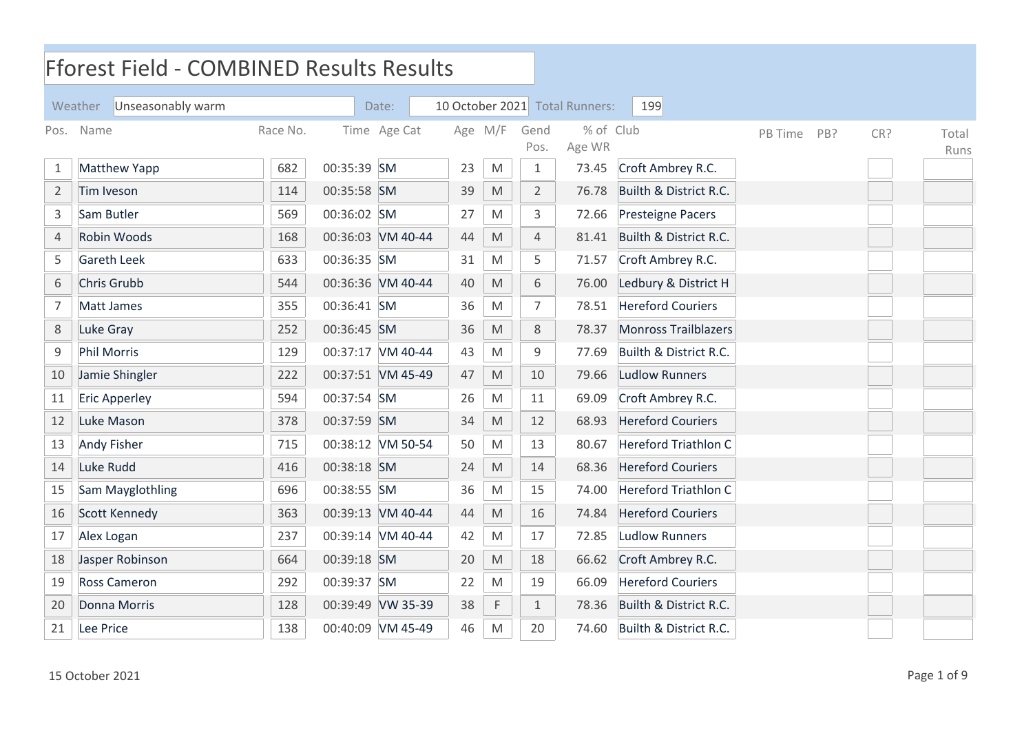# Fforest Field - COMBINED Results Results

Weather: Unseasonably warm | Date: 10 October 2021 | Total Runners: 199

| Pos. | Name | Race No. | Time | Age Cat | Age | M/F | Gend Pos. | % of Age WR | Club | PB Time | PB? | CR? | Total Runs |
|---|---|---|---|---|---|---|---|---|---|---|---|---|---|
| 1 | Matthew Yapp | 682 | 00:35:39 | SM | 23 | M | 1 | 73.45 | Croft Ambrey R.C. | | | | |
| 2 | Tim Iveson | 114 | 00:35:58 | SM | 39 | M | 2 | 76.78 | Builth & District R.C. | | | | |
| 3 | Sam Butler | 569 | 00:36:02 | SM | 27 | M | 3 | 72.66 | Presteigne Pacers | | | | |
| 4 | Robin Woods | 168 | 00:36:03 | VM 40-44 | 44 | M | 4 | 81.41 | Builth & District R.C. | | | | |
| 5 | Gareth Leek | 633 | 00:36:35 | SM | 31 | M | 5 | 71.57 | Croft Ambrey R.C. | | | | |
| 6 | Chris Grubb | 544 | 00:36:36 | VM 40-44 | 40 | M | 6 | 76.00 | Ledbury & District H | | | | |
| 7 | Matt James | 355 | 00:36:41 | SM | 36 | M | 7 | 78.51 | Hereford Couriers | | | | |
| 8 | Luke Gray | 252 | 00:36:45 | SM | 36 | M | 8 | 78.37 | Monross Trailblazers | | | | |
| 9 | Phil Morris | 129 | 00:37:17 | VM 40-44 | 43 | M | 9 | 77.69 | Builth & District R.C. | | | | |
| 10 | Jamie Shingler | 222 | 00:37:51 | VM 45-49 | 47 | M | 10 | 79.66 | Ludlow Runners | | | | |
| 11 | Eric Apperley | 594 | 00:37:54 | SM | 26 | M | 11 | 69.09 | Croft Ambrey R.C. | | | | |
| 12 | Luke Mason | 378 | 00:37:59 | SM | 34 | M | 12 | 68.93 | Hereford Couriers | | | | |
| 13 | Andy Fisher | 715 | 00:38:12 | VM 50-54 | 50 | M | 13 | 80.67 | Hereford Triathlon C | | | | |
| 14 | Luke Rudd | 416 | 00:38:18 | SM | 24 | M | 14 | 68.36 | Hereford Couriers | | | | |
| 15 | Sam Mayglothling | 696 | 00:38:55 | SM | 36 | M | 15 | 74.00 | Hereford Triathlon C | | | | |
| 16 | Scott Kennedy | 363 | 00:39:13 | VM 40-44 | 44 | M | 16 | 74.84 | Hereford Couriers | | | | |
| 17 | Alex Logan | 237 | 00:39:14 | VM 40-44 | 42 | M | 17 | 72.85 | Ludlow Runners | | | | |
| 18 | Jasper Robinson | 664 | 00:39:18 | SM | 20 | M | 18 | 66.62 | Croft Ambrey R.C. | | | | |
| 19 | Ross Cameron | 292 | 00:39:37 | SM | 22 | M | 19 | 66.09 | Hereford Couriers | | | | |
| 20 | Donna Morris | 128 | 00:39:49 | VW 35-39 | 38 | F | 1 | 78.36 | Builth & District R.C. | | | | |
| 21 | Lee Price | 138 | 00:40:09 | VM 45-49 | 46 | M | 20 | 74.60 | Builth & District R.C. | | | | |

15 October 2021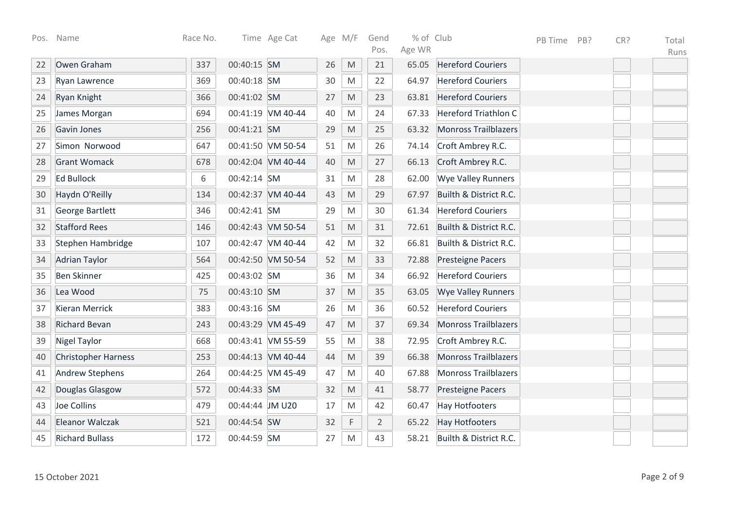| Pos. | Name | Race No. | Time | Age Cat | Age | M/F | Gend Pos. | % of Age WR | Club | PB Time | PB? | CR? | Total Runs |
|---|---|---|---|---|---|---|---|---|---|---|---|---|---|
| 22 | Owen Graham | 337 | 00:40:15 | SM | 26 | M | 21 | 65.05 | Hereford Couriers | | | | |
| 23 | Ryan Lawrence | 369 | 00:40:18 | SM | 30 | M | 22 | 64.97 | Hereford Couriers | | | | |
| 24 | Ryan Knight | 366 | 00:41:02 | SM | 27 | M | 23 | 63.81 | Hereford Couriers | | | | |
| 25 | James Morgan | 694 | 00:41:19 | VM 40-44 | 40 | M | 24 | 67.33 | Hereford Triathlon C | | | | |
| 26 | Gavin Jones | 256 | 00:41:21 | SM | 29 | M | 25 | 63.32 | Monross Trailblazers | | | | |
| 27 | Simon Norwood | 647 | 00:41:50 | VM 50-54 | 51 | M | 26 | 74.14 | Croft Ambrey R.C. | | | | |
| 28 | Grant Womack | 678 | 00:42:04 | VM 40-44 | 40 | M | 27 | 66.13 | Croft Ambrey R.C. | | | | |
| 29 | Ed Bullock | 6 | 00:42:14 | SM | 31 | M | 28 | 62.00 | Wye Valley Runners | | | | |
| 30 | Haydn O'Reilly | 134 | 00:42:37 | VM 40-44 | 43 | M | 29 | 67.97 | Builth & District R.C. | | | | |
| 31 | George Bartlett | 346 | 00:42:41 | SM | 29 | M | 30 | 61.34 | Hereford Couriers | | | | |
| 32 | Stafford Rees | 146 | 00:42:43 | VM 50-54 | 51 | M | 31 | 72.61 | Builth & District R.C. | | | | |
| 33 | Stephen Hambridge | 107 | 00:42:47 | VM 40-44 | 42 | M | 32 | 66.81 | Builth & District R.C. | | | | |
| 34 | Adrian Taylor | 564 | 00:42:50 | VM 50-54 | 52 | M | 33 | 72.88 | Presteigne Pacers | | | | |
| 35 | Ben Skinner | 425 | 00:43:02 | SM | 36 | M | 34 | 66.92 | Hereford Couriers | | | | |
| 36 | Lea Wood | 75 | 00:43:10 | SM | 37 | M | 35 | 63.05 | Wye Valley Runners | | | | |
| 37 | Kieran Merrick | 383 | 00:43:16 | SM | 26 | M | 36 | 60.52 | Hereford Couriers | | | | |
| 38 | Richard Bevan | 243 | 00:43:29 | VM 45-49 | 47 | M | 37 | 69.34 | Monross Trailblazers | | | | |
| 39 | Nigel Taylor | 668 | 00:43:41 | VM 55-59 | 55 | M | 38 | 72.95 | Croft Ambrey R.C. | | | | |
| 40 | Christopher Harness | 253 | 00:44:13 | VM 40-44 | 44 | M | 39 | 66.38 | Monross Trailblazers | | | | |
| 41 | Andrew Stephens | 264 | 00:44:25 | VM 45-49 | 47 | M | 40 | 67.88 | Monross Trailblazers | | | | |
| 42 | Douglas Glasgow | 572 | 00:44:33 | SM | 32 | M | 41 | 58.77 | Presteigne Pacers | | | | |
| 43 | Joe Collins | 479 | 00:44:44 | JM U20 | 17 | M | 42 | 60.47 | Hay Hotfooters | | | | |
| 44 | Eleanor Walczak | 521 | 00:44:54 | SW | 32 | F | 2 | 65.22 | Hay Hotfooters | | | | |
| 45 | Richard Bullass | 172 | 00:44:59 | SM | 27 | M | 43 | 58.21 | Builth & District R.C. | | | | |

15 October 2021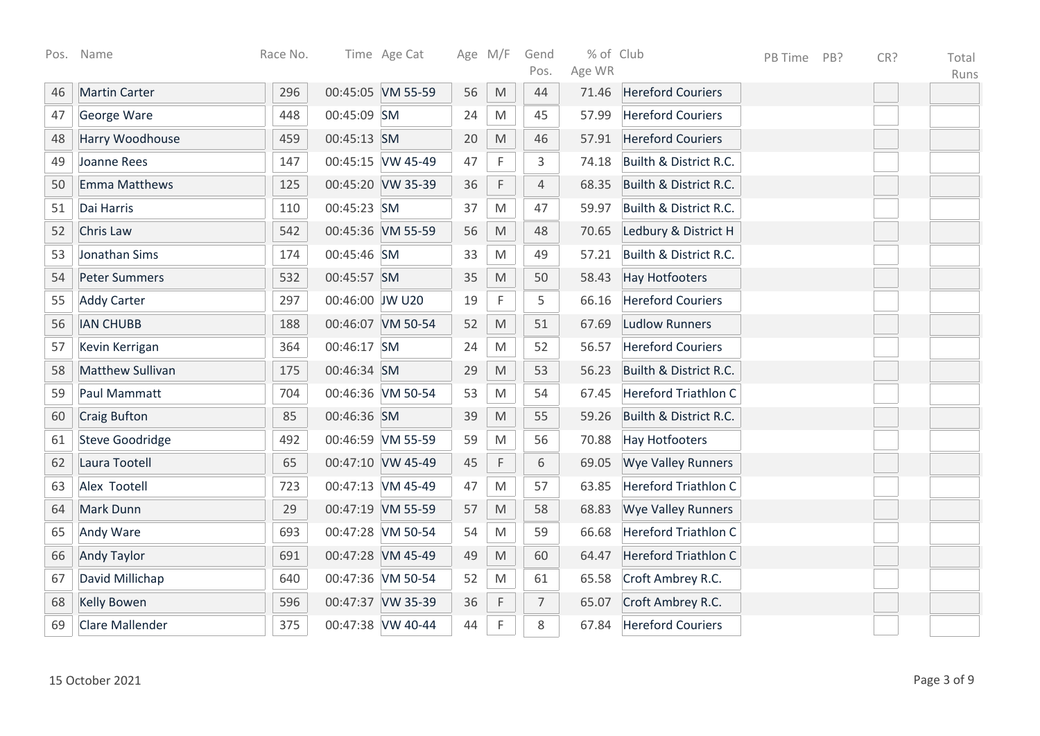| Pos. | Name | Race No. | Time | Age Cat | Age | M/F | Gend Pos. | % of Age WR | Club | PB Time | PB? | CR? | Total Runs |
|---|---|---|---|---|---|---|---|---|---|---|---|---|---|
| 46 | Martin Carter | 296 | 00:45:05 | VM 55-59 | 56 | M | 44 | 71.46 | Hereford Couriers | | | | |
| 47 | George Ware | 448 | 00:45:09 | SM | 24 | M | 45 | 57.99 | Hereford Couriers | | | | |
| 48 | Harry Woodhouse | 459 | 00:45:13 | SM | 20 | M | 46 | 57.91 | Hereford Couriers | | | | |
| 49 | Joanne Rees | 147 | 00:45:15 | VW 45-49 | 47 | F | 3 | 74.18 | Builth & District R.C. | | | | |
| 50 | Emma Matthews | 125 | 00:45:20 | VW 35-39 | 36 | F | 4 | 68.35 | Builth & District R.C. | | | | |
| 51 | Dai Harris | 110 | 00:45:23 | SM | 37 | M | 47 | 59.97 | Builth & District R.C. | | | | |
| 52 | Chris Law | 542 | 00:45:36 | VM 55-59 | 56 | M | 48 | 70.65 | Ledbury & District H | | | | |
| 53 | Jonathan Sims | 174 | 00:45:46 | SM | 33 | M | 49 | 57.21 | Builth & District R.C. | | | | |
| 54 | Peter Summers | 532 | 00:45:57 | SM | 35 | M | 50 | 58.43 | Hay Hotfooters | | | | |
| 55 | Addy Carter | 297 | 00:46:00 | JW U20 | 19 | F | 5 | 66.16 | Hereford Couriers | | | | |
| 56 | IAN CHUBB | 188 | 00:46:07 | VM 50-54 | 52 | M | 51 | 67.69 | Ludlow Runners | | | | |
| 57 | Kevin Kerrigan | 364 | 00:46:17 | SM | 24 | M | 52 | 56.57 | Hereford Couriers | | | | |
| 58 | Matthew Sullivan | 175 | 00:46:34 | SM | 29 | M | 53 | 56.23 | Builth & District R.C. | | | | |
| 59 | Paul Mammatt | 704 | 00:46:36 | VM 50-54 | 53 | M | 54 | 67.45 | Hereford Triathlon C | | | | |
| 60 | Craig Bufton | 85 | 00:46:36 | SM | 39 | M | 55 | 59.26 | Builth & District R.C. | | | | |
| 61 | Steve Goodridge | 492 | 00:46:59 | VM 55-59 | 59 | M | 56 | 70.88 | Hay Hotfooters | | | | |
| 62 | Laura Tootell | 65 | 00:47:10 | VW 45-49 | 45 | F | 6 | 69.05 | Wye Valley Runners | | | | |
| 63 | Alex Tootell | 723 | 00:47:13 | VM 45-49 | 47 | M | 57 | 63.85 | Hereford Triathlon C | | | | |
| 64 | Mark Dunn | 29 | 00:47:19 | VM 55-59 | 57 | M | 58 | 68.83 | Wye Valley Runners | | | | |
| 65 | Andy Ware | 693 | 00:47:28 | VM 50-54 | 54 | M | 59 | 66.68 | Hereford Triathlon C | | | | |
| 66 | Andy Taylor | 691 | 00:47:28 | VM 45-49 | 49 | M | 60 | 64.47 | Hereford Triathlon C | | | | |
| 67 | David Millichap | 640 | 00:47:36 | VM 50-54 | 52 | M | 61 | 65.58 | Croft Ambrey R.C. | | | | |
| 68 | Kelly Bowen | 596 | 00:47:37 | VW 35-39 | 36 | F | 7 | 65.07 | Croft Ambrey R.C. | | | | |
| 69 | Clare Mallender | 375 | 00:47:38 | VW 40-44 | 44 | F | 8 | 67.84 | Hereford Couriers | | | | |

15 October 2021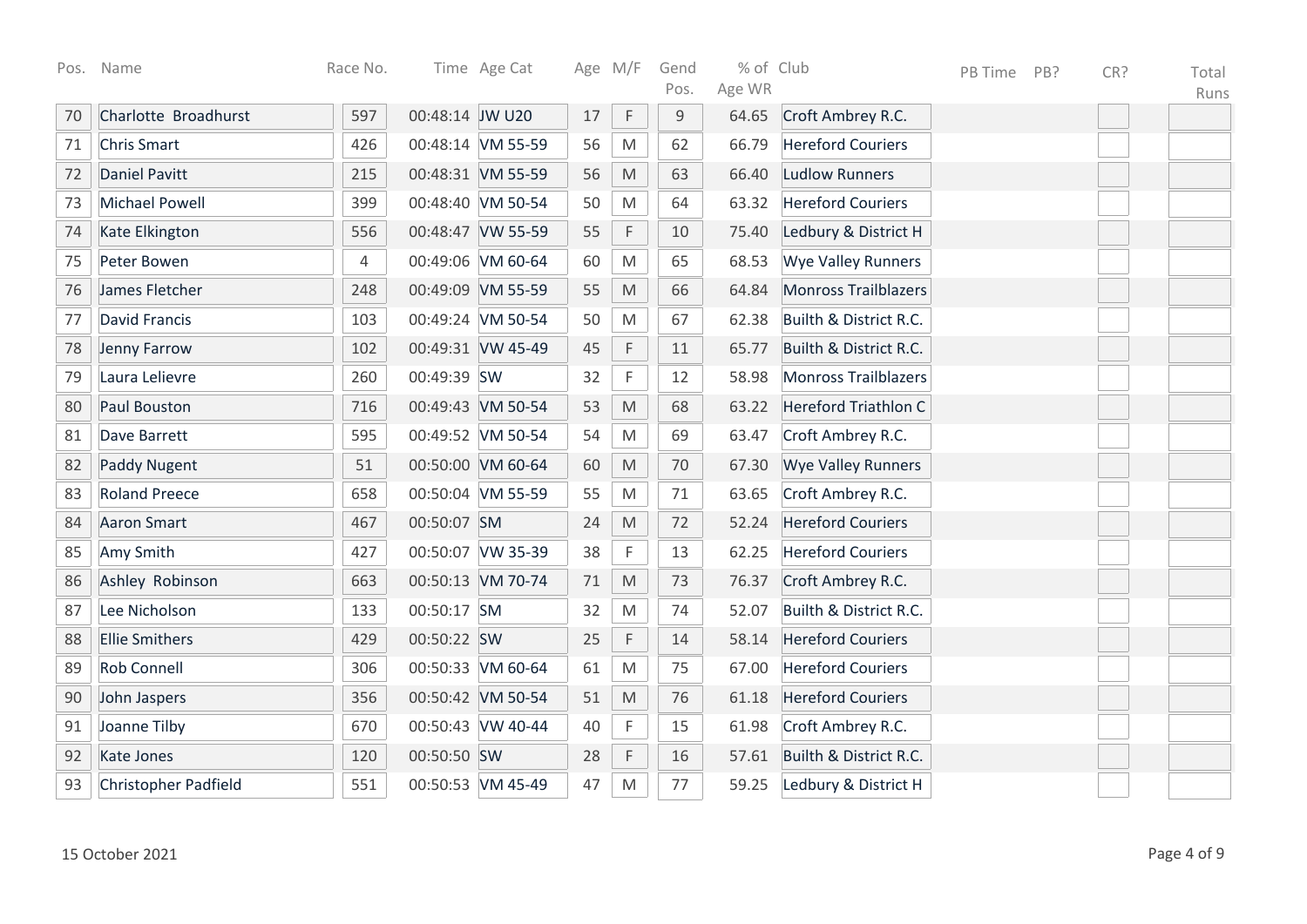| Pos. | Name | Race No. | Time | Age Cat | Age | M/F | Gend Pos. | % of Age WR | Club | PB Time | PB? | CR? | Total Runs |
|---|---|---|---|---|---|---|---|---|---|---|---|---|---|
| 70 | Charlotte Broadhurst | 597 | 00:48:14 | JW U20 | 17 | F | 9 | 64.65 | Croft Ambrey R.C. | | | | |
| 71 | Chris Smart | 426 | 00:48:14 | VM 55-59 | 56 | M | 62 | 66.79 | Hereford Couriers | | | | |
| 72 | Daniel Pavitt | 215 | 00:48:31 | VM 55-59 | 56 | M | 63 | 66.40 | Ludlow Runners | | | | |
| 73 | Michael Powell | 399 | 00:48:40 | VM 50-54 | 50 | M | 64 | 63.32 | Hereford Couriers | | | | |
| 74 | Kate Elkington | 556 | 00:48:47 | VW 55-59 | 55 | F | 10 | 75.40 | Ledbury & District H | | | | |
| 75 | Peter Bowen | 4 | 00:49:06 | VM 60-64 | 60 | M | 65 | 68.53 | Wye Valley Runners | | | | |
| 76 | James Fletcher | 248 | 00:49:09 | VM 55-59 | 55 | M | 66 | 64.84 | Monross Trailblazers | | | | |
| 77 | David Francis | 103 | 00:49:24 | VM 50-54 | 50 | M | 67 | 62.38 | Builth & District R.C. | | | | |
| 78 | Jenny Farrow | 102 | 00:49:31 | VW 45-49 | 45 | F | 11 | 65.77 | Builth & District R.C. | | | | |
| 79 | Laura Lelievre | 260 | 00:49:39 | SW | 32 | F | 12 | 58.98 | Monross Trailblazers | | | | |
| 80 | Paul Bouston | 716 | 00:49:43 | VM 50-54 | 53 | M | 68 | 63.22 | Hereford Triathlon C | | | | |
| 81 | Dave Barrett | 595 | 00:49:52 | VM 50-54 | 54 | M | 69 | 63.47 | Croft Ambrey R.C. | | | | |
| 82 | Paddy Nugent | 51 | 00:50:00 | VM 60-64 | 60 | M | 70 | 67.30 | Wye Valley Runners | | | | |
| 83 | Roland Preece | 658 | 00:50:04 | VM 55-59 | 55 | M | 71 | 63.65 | Croft Ambrey R.C. | | | | |
| 84 | Aaron Smart | 467 | 00:50:07 | SM | 24 | M | 72 | 52.24 | Hereford Couriers | | | | |
| 85 | Amy Smith | 427 | 00:50:07 | VW 35-39 | 38 | F | 13 | 62.25 | Hereford Couriers | | | | |
| 86 | Ashley Robinson | 663 | 00:50:13 | VM 70-74 | 71 | M | 73 | 76.37 | Croft Ambrey R.C. | | | | |
| 87 | Lee Nicholson | 133 | 00:50:17 | SM | 32 | M | 74 | 52.07 | Builth & District R.C. | | | | |
| 88 | Ellie Smithers | 429 | 00:50:22 | SW | 25 | F | 14 | 58.14 | Hereford Couriers | | | | |
| 89 | Rob Connell | 306 | 00:50:33 | VM 60-64 | 61 | M | 75 | 67.00 | Hereford Couriers | | | | |
| 90 | John Jaspers | 356 | 00:50:42 | VM 50-54 | 51 | M | 76 | 61.18 | Hereford Couriers | | | | |
| 91 | Joanne Tilby | 670 | 00:50:43 | VW 40-44 | 40 | F | 15 | 61.98 | Croft Ambrey R.C. | | | | |
| 92 | Kate Jones | 120 | 00:50:50 | SW | 28 | F | 16 | 57.61 | Builth & District R.C. | | | | |
| 93 | Christopher Padfield | 551 | 00:50:53 | VM 45-49 | 47 | M | 77 | 59.25 | Ledbury & District H | | | | |

15 October 2021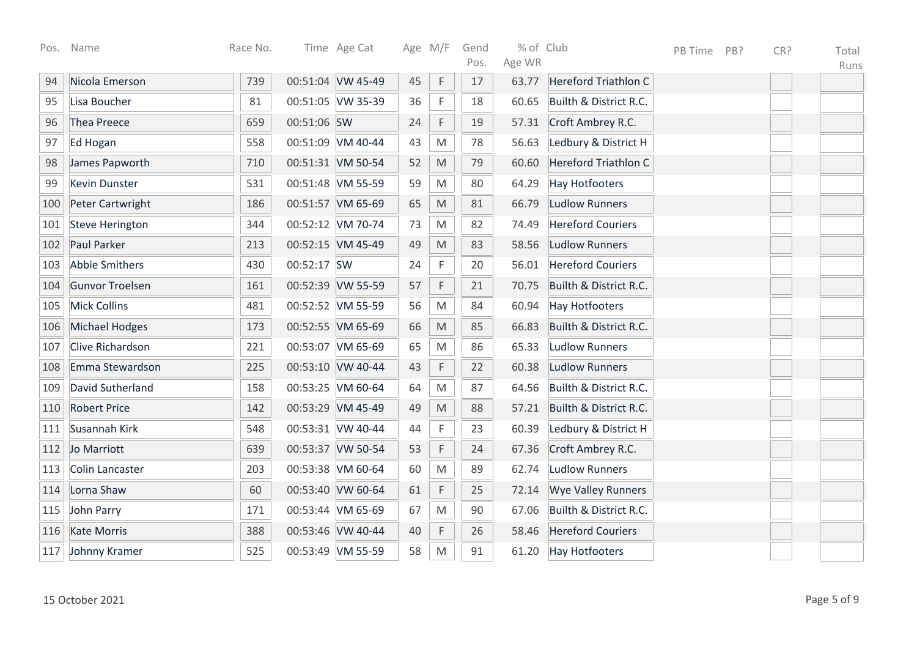| Pos. | Name | Race No. | Time | Age Cat | Age | M/F | Gend Pos. | % of Age WR | Club | PB Time | PB? | CR? | Total Runs |
|---|---|---|---|---|---|---|---|---|---|---|---|---|---|
| 94 | Nicola Emerson | 739 | 00:51:04 | VW 45-49 | 45 | F | 17 | 63.77 | Hereford Triathlon C | | | | |
| 95 | Lisa Boucher | 81 | 00:51:05 | VW 35-39 | 36 | F | 18 | 60.65 | Builth & District R.C. | | | | |
| 96 | Thea Preece | 659 | 00:51:06 | SW | 24 | F | 19 | 57.31 | Croft Ambrey R.C. | | | | |
| 97 | Ed Hogan | 558 | 00:51:09 | VM 40-44 | 43 | M | 78 | 56.63 | Ledbury & District H | | | | |
| 98 | James Papworth | 710 | 00:51:31 | VM 50-54 | 52 | M | 79 | 60.60 | Hereford Triathlon C | | | | |
| 99 | Kevin Dunster | 531 | 00:51:48 | VM 55-59 | 59 | M | 80 | 64.29 | Hay Hotfooters | | | | |
| 100 | Peter Cartwright | 186 | 00:51:57 | VM 65-69 | 65 | M | 81 | 66.79 | Ludlow Runners | | | | |
| 101 | Steve Herington | 344 | 00:52:12 | VM 70-74 | 73 | M | 82 | 74.49 | Hereford Couriers | | | | |
| 102 | Paul Parker | 213 | 00:52:15 | VM 45-49 | 49 | M | 83 | 58.56 | Ludlow Runners | | | | |
| 103 | Abbie Smithers | 430 | 00:52:17 | SW | 24 | F | 20 | 56.01 | Hereford Couriers | | | | |
| 104 | Gunvor Troelsen | 161 | 00:52:39 | VW 55-59 | 57 | F | 21 | 70.75 | Builth & District R.C. | | | | |
| 105 | Mick Collins | 481 | 00:52:52 | VM 55-59 | 56 | M | 84 | 60.94 | Hay Hotfooters | | | | |
| 106 | Michael Hodges | 173 | 00:52:55 | VM 65-69 | 66 | M | 85 | 66.83 | Builth & District R.C. | | | | |
| 107 | Clive Richardson | 221 | 00:53:07 | VM 65-69 | 65 | M | 86 | 65.33 | Ludlow Runners | | | | |
| 108 | Emma Stewardson | 225 | 00:53:10 | VW 40-44 | 43 | F | 22 | 60.38 | Ludlow Runners | | | | |
| 109 | David Sutherland | 158 | 00:53:25 | VM 60-64 | 64 | M | 87 | 64.56 | Builth & District R.C. | | | | |
| 110 | Robert Price | 142 | 00:53:29 | VM 45-49 | 49 | M | 88 | 57.21 | Builth & District R.C. | | | | |
| 111 | Susannah Kirk | 548 | 00:53:31 | VW 40-44 | 44 | F | 23 | 60.39 | Ledbury & District H | | | | |
| 112 | Jo Marriott | 639 | 00:53:37 | VW 50-54 | 53 | F | 24 | 67.36 | Croft Ambrey R.C. | | | | |
| 113 | Colin Lancaster | 203 | 00:53:38 | VM 60-64 | 60 | M | 89 | 62.74 | Ludlow Runners | | | | |
| 114 | Lorna Shaw | 60 | 00:53:40 | VW 60-64 | 61 | F | 25 | 72.14 | Wye Valley Runners | | | | |
| 115 | John Parry | 171 | 00:53:44 | VM 65-69 | 67 | M | 90 | 67.06 | Builth & District R.C. | | | | |
| 116 | Kate Morris | 388 | 00:53:46 | VW 40-44 | 40 | F | 26 | 58.46 | Hereford Couriers | | | | |
| 117 | Johnny Kramer | 525 | 00:53:49 | VM 55-59 | 58 | M | 91 | 61.20 | Hay Hotfooters | | | | |

15 October 2021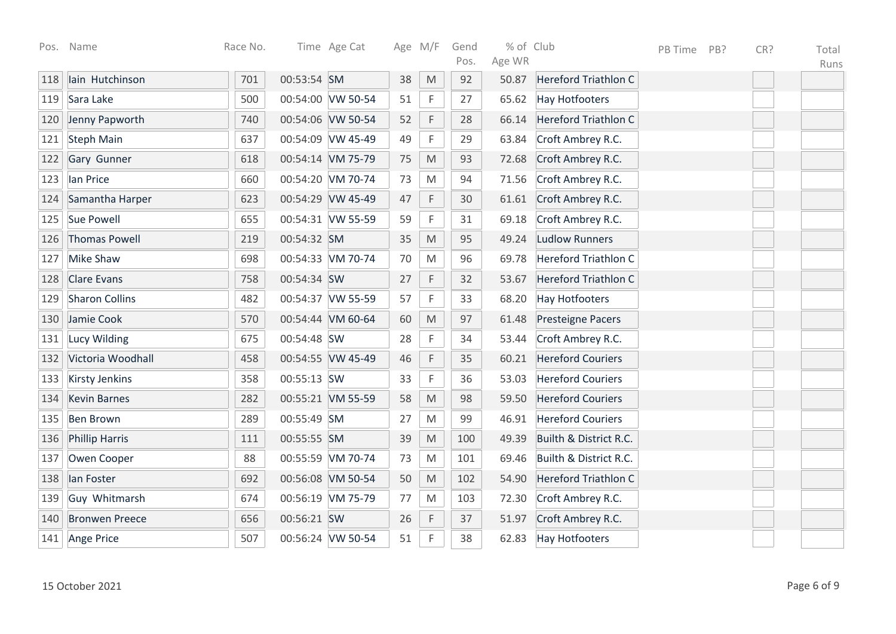| Pos. | Name | Race No. | Time | Age Cat | Age | M/F | Gend Pos. | % of Age WR | Club | PB Time | PB? | CR? | Total Runs |
|---|---|---|---|---|---|---|---|---|---|---|---|---|---|
| 118 | Iain Hutchinson | 701 | 00:53:54 | SM | 38 | M | 92 | 50.87 | Hereford Triathlon C | | | | |
| 119 | Sara Lake | 500 | 00:54:00 | VW 50-54 | 51 | F | 27 | 65.62 | Hay Hotfooters | | | | |
| 120 | Jenny Papworth | 740 | 00:54:06 | VW 50-54 | 52 | F | 28 | 66.14 | Hereford Triathlon C | | | | |
| 121 | Steph Main | 637 | 00:54:09 | VW 45-49 | 49 | F | 29 | 63.84 | Croft Ambrey R.C. | | | | |
| 122 | Gary Gunner | 618 | 00:54:14 | VM 75-79 | 75 | M | 93 | 72.68 | Croft Ambrey R.C. | | | | |
| 123 | Ian Price | 660 | 00:54:20 | VM 70-74 | 73 | M | 94 | 71.56 | Croft Ambrey R.C. | | | | |
| 124 | Samantha Harper | 623 | 00:54:29 | VW 45-49 | 47 | F | 30 | 61.61 | Croft Ambrey R.C. | | | | |
| 125 | Sue Powell | 655 | 00:54:31 | VW 55-59 | 59 | F | 31 | 69.18 | Croft Ambrey R.C. | | | | |
| 126 | Thomas Powell | 219 | 00:54:32 | SM | 35 | M | 95 | 49.24 | Ludlow Runners | | | | |
| 127 | Mike Shaw | 698 | 00:54:33 | VM 70-74 | 70 | M | 96 | 69.78 | Hereford Triathlon C | | | | |
| 128 | Clare Evans | 758 | 00:54:34 | SW | 27 | F | 32 | 53.67 | Hereford Triathlon C | | | | |
| 129 | Sharon Collins | 482 | 00:54:37 | VW 55-59 | 57 | F | 33 | 68.20 | Hay Hotfooters | | | | |
| 130 | Jamie Cook | 570 | 00:54:44 | VM 60-64 | 60 | M | 97 | 61.48 | Presteigne Pacers | | | | |
| 131 | Lucy Wilding | 675 | 00:54:48 | SW | 28 | F | 34 | 53.44 | Croft Ambrey R.C. | | | | |
| 132 | Victoria Woodhall | 458 | 00:54:55 | VW 45-49 | 46 | F | 35 | 60.21 | Hereford Couriers | | | | |
| 133 | Kirsty Jenkins | 358 | 00:55:13 | SW | 33 | F | 36 | 53.03 | Hereford Couriers | | | | |
| 134 | Kevin Barnes | 282 | 00:55:21 | VM 55-59 | 58 | M | 98 | 59.50 | Hereford Couriers | | | | |
| 135 | Ben Brown | 289 | 00:55:49 | SM | 27 | M | 99 | 46.91 | Hereford Couriers | | | | |
| 136 | Phillip Harris | 111 | 00:55:55 | SM | 39 | M | 100 | 49.39 | Builth & District R.C. | | | | |
| 137 | Owen Cooper | 88 | 00:55:59 | VM 70-74 | 73 | M | 101 | 69.46 | Builth & District R.C. | | | | |
| 138 | Ian Foster | 692 | 00:56:08 | VM 50-54 | 50 | M | 102 | 54.90 | Hereford Triathlon C | | | | |
| 139 | Guy Whitmarsh | 674 | 00:56:19 | VM 75-79 | 77 | M | 103 | 72.30 | Croft Ambrey R.C. | | | | |
| 140 | Bronwen Preece | 656 | 00:56:21 | SW | 26 | F | 37 | 51.97 | Croft Ambrey R.C. | | | | |
| 141 | Ange Price | 507 | 00:56:24 | VW 50-54 | 51 | F | 38 | 62.83 | Hay Hotfooters | | | | |

15 October 2021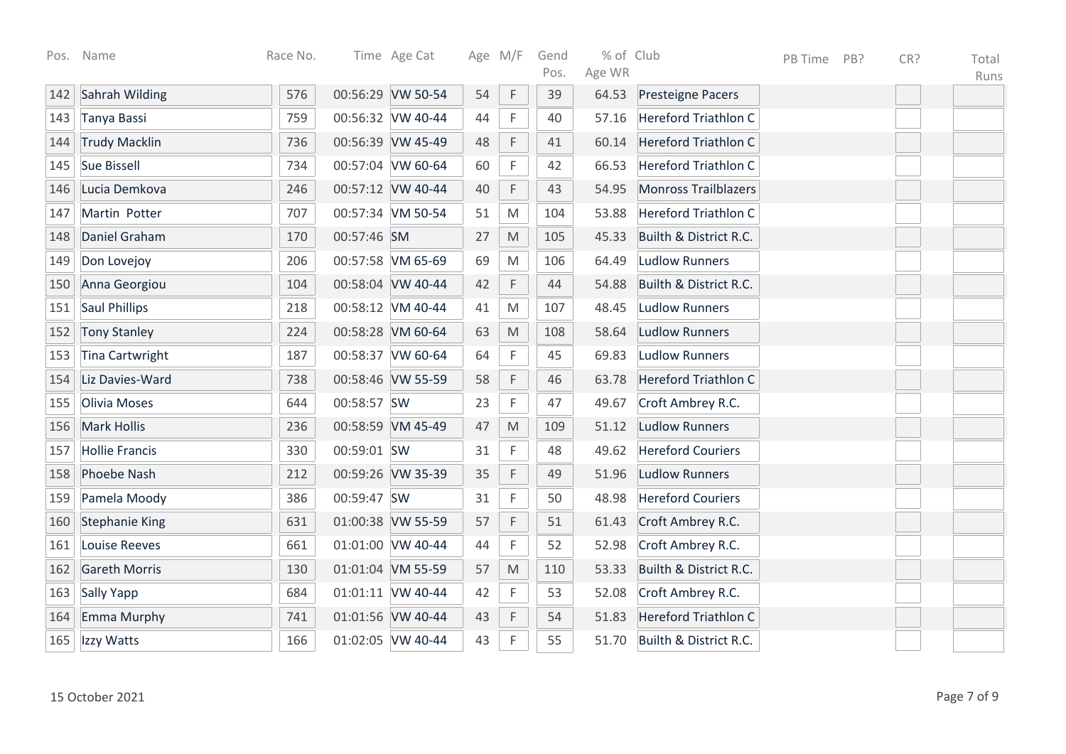| Pos. | Name | Race No. | Time | Age Cat | Age | M/F | Gend Pos. | % of Age WR | Club | PB Time | PB? | CR? | Total Runs |
|---|---|---|---|---|---|---|---|---|---|---|---|---|---|
| 142 | Sahrah Wilding | 576 | 00:56:29 | VW 50-54 | 54 | F | 39 | 64.53 | Presteigne Pacers | | | | |
| 143 | Tanya Bassi | 759 | 00:56:32 | VW 40-44 | 44 | F | 40 | 57.16 | Hereford Triathlon C | | | | |
| 144 | Trudy Macklin | 736 | 00:56:39 | VW 45-49 | 48 | F | 41 | 60.14 | Hereford Triathlon C | | | | |
| 145 | Sue Bissell | 734 | 00:57:04 | VW 60-64 | 60 | F | 42 | 66.53 | Hereford Triathlon C | | | | |
| 146 | Lucia Demkova | 246 | 00:57:12 | VW 40-44 | 40 | F | 43 | 54.95 | Monross Trailblazers | | | | |
| 147 | Martin Potter | 707 | 00:57:34 | VM 50-54 | 51 | M | 104 | 53.88 | Hereford Triathlon C | | | | |
| 148 | Daniel Graham | 170 | 00:57:46 | SM | 27 | M | 105 | 45.33 | Builth & District R.C. | | | | |
| 149 | Don Lovejoy | 206 | 00:57:58 | VM 65-69 | 69 | M | 106 | 64.49 | Ludlow Runners | | | | |
| 150 | Anna Georgiou | 104 | 00:58:04 | VW 40-44 | 42 | F | 44 | 54.88 | Builth & District R.C. | | | | |
| 151 | Saul Phillips | 218 | 00:58:12 | VM 40-44 | 41 | M | 107 | 48.45 | Ludlow Runners | | | | |
| 152 | Tony Stanley | 224 | 00:58:28 | VM 60-64 | 63 | M | 108 | 58.64 | Ludlow Runners | | | | |
| 153 | Tina Cartwright | 187 | 00:58:37 | VW 60-64 | 64 | F | 45 | 69.83 | Ludlow Runners | | | | |
| 154 | Liz Davies-Ward | 738 | 00:58:46 | VW 55-59 | 58 | F | 46 | 63.78 | Hereford Triathlon C | | | | |
| 155 | Olivia Moses | 644 | 00:58:57 | SW | 23 | F | 47 | 49.67 | Croft Ambrey R.C. | | | | |
| 156 | Mark Hollis | 236 | 00:58:59 | VM 45-49 | 47 | M | 109 | 51.12 | Ludlow Runners | | | | |
| 157 | Hollie Francis | 330 | 00:59:01 | SW | 31 | F | 48 | 49.62 | Hereford Couriers | | | | |
| 158 | Phoebe Nash | 212 | 00:59:26 | VW 35-39 | 35 | F | 49 | 51.96 | Ludlow Runners | | | | |
| 159 | Pamela Moody | 386 | 00:59:47 | SW | 31 | F | 50 | 48.98 | Hereford Couriers | | | | |
| 160 | Stephanie King | 631 | 01:00:38 | VW 55-59 | 57 | F | 51 | 61.43 | Croft Ambrey R.C. | | | | |
| 161 | Louise Reeves | 661 | 01:01:00 | VW 40-44 | 44 | F | 52 | 52.98 | Croft Ambrey R.C. | | | | |
| 162 | Gareth Morris | 130 | 01:01:04 | VM 55-59 | 57 | M | 110 | 53.33 | Builth & District R.C. | | | | |
| 163 | Sally Yapp | 684 | 01:01:11 | VW 40-44 | 42 | F | 53 | 52.08 | Croft Ambrey R.C. | | | | |
| 164 | Emma Murphy | 741 | 01:01:56 | VW 40-44 | 43 | F | 54 | 51.83 | Hereford Triathlon C | | | | |
| 165 | Izzy Watts | 166 | 01:02:05 | VW 40-44 | 43 | F | 55 | 51.70 | Builth & District R.C. | | | | |

15 October 2021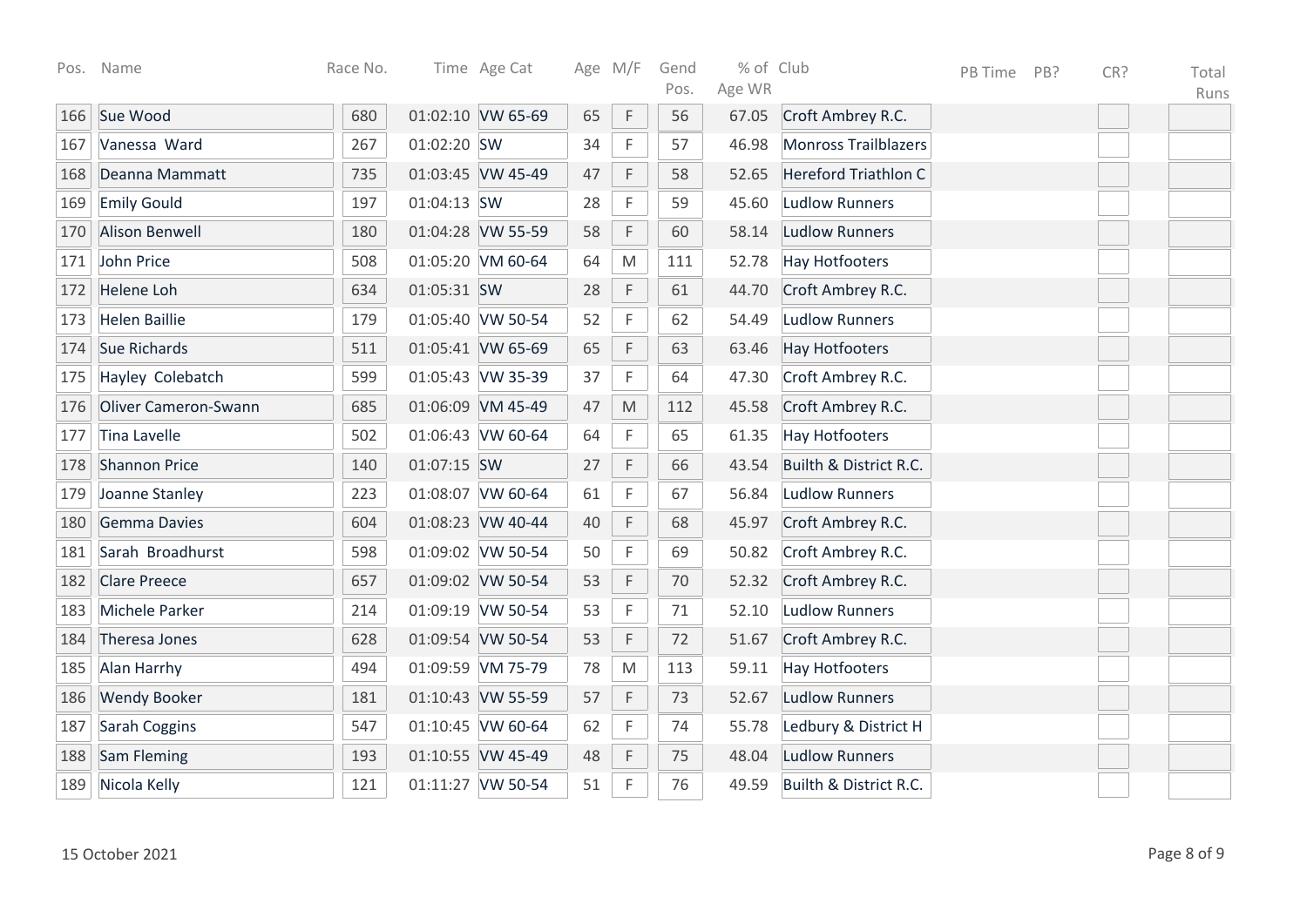| Pos. | Name | Race No. | Time | Age Cat | Age | M/F | Gend Pos. | % of Age WR | Club | PB Time | PB? | CR? | Total Runs |
|---|---|---|---|---|---|---|---|---|---|---|---|---|---|
| 166 | Sue Wood | 680 | 01:02:10 | VW 65-69 | 65 | F | 56 | 67.05 | Croft Ambrey R.C. | | | | |
| 167 | Vanessa Ward | 267 | 01:02:20 | SW | 34 | F | 57 | 46.98 | Monross Trailblazers | | | | |
| 168 | Deanna Mammatt | 735 | 01:03:45 | VW 45-49 | 47 | F | 58 | 52.65 | Hereford Triathlon C | | | | |
| 169 | Emily Gould | 197 | 01:04:13 | SW | 28 | F | 59 | 45.60 | Ludlow Runners | | | | |
| 170 | Alison Benwell | 180 | 01:04:28 | VW 55-59 | 58 | F | 60 | 58.14 | Ludlow Runners | | | | |
| 171 | John Price | 508 | 01:05:20 | VM 60-64 | 64 | M | 111 | 52.78 | Hay Hotfooters | | | | |
| 172 | Helene Loh | 634 | 01:05:31 | SW | 28 | F | 61 | 44.70 | Croft Ambrey R.C. | | | | |
| 173 | Helen Baillie | 179 | 01:05:40 | VW 50-54 | 52 | F | 62 | 54.49 | Ludlow Runners | | | | |
| 174 | Sue Richards | 511 | 01:05:41 | VW 65-69 | 65 | F | 63 | 63.46 | Hay Hotfooters | | | | |
| 175 | Hayley Colebatch | 599 | 01:05:43 | VW 35-39 | 37 | F | 64 | 47.30 | Croft Ambrey R.C. | | | | |
| 176 | Oliver Cameron-Swann | 685 | 01:06:09 | VM 45-49 | 47 | M | 112 | 45.58 | Croft Ambrey R.C. | | | | |
| 177 | Tina Lavelle | 502 | 01:06:43 | VW 60-64 | 64 | F | 65 | 61.35 | Hay Hotfooters | | | | |
| 178 | Shannon Price | 140 | 01:07:15 | SW | 27 | F | 66 | 43.54 | Builth & District R.C. | | | | |
| 179 | Joanne Stanley | 223 | 01:08:07 | VW 60-64 | 61 | F | 67 | 56.84 | Ludlow Runners | | | | |
| 180 | Gemma Davies | 604 | 01:08:23 | VW 40-44 | 40 | F | 68 | 45.97 | Croft Ambrey R.C. | | | | |
| 181 | Sarah Broadhurst | 598 | 01:09:02 | VW 50-54 | 50 | F | 69 | 50.82 | Croft Ambrey R.C. | | | | |
| 182 | Clare Preece | 657 | 01:09:02 | VW 50-54 | 53 | F | 70 | 52.32 | Croft Ambrey R.C. | | | | |
| 183 | Michele Parker | 214 | 01:09:19 | VW 50-54 | 53 | F | 71 | 52.10 | Ludlow Runners | | | | |
| 184 | Theresa Jones | 628 | 01:09:54 | VW 50-54 | 53 | F | 72 | 51.67 | Croft Ambrey R.C. | | | | |
| 185 | Alan Harrhy | 494 | 01:09:59 | VM 75-79 | 78 | M | 113 | 59.11 | Hay Hotfooters | | | | |
| 186 | Wendy Booker | 181 | 01:10:43 | VW 55-59 | 57 | F | 73 | 52.67 | Ludlow Runners | | | | |
| 187 | Sarah Coggins | 547 | 01:10:45 | VW 60-64 | 62 | F | 74 | 55.78 | Ledbury & District H | | | | |
| 188 | Sam Fleming | 193 | 01:10:55 | VW 45-49 | 48 | F | 75 | 48.04 | Ludlow Runners | | | | |
| 189 | Nicola Kelly | 121 | 01:11:27 | VW 50-54 | 51 | F | 76 | 49.59 | Builth & District R.C. | | | | |

15 October 2021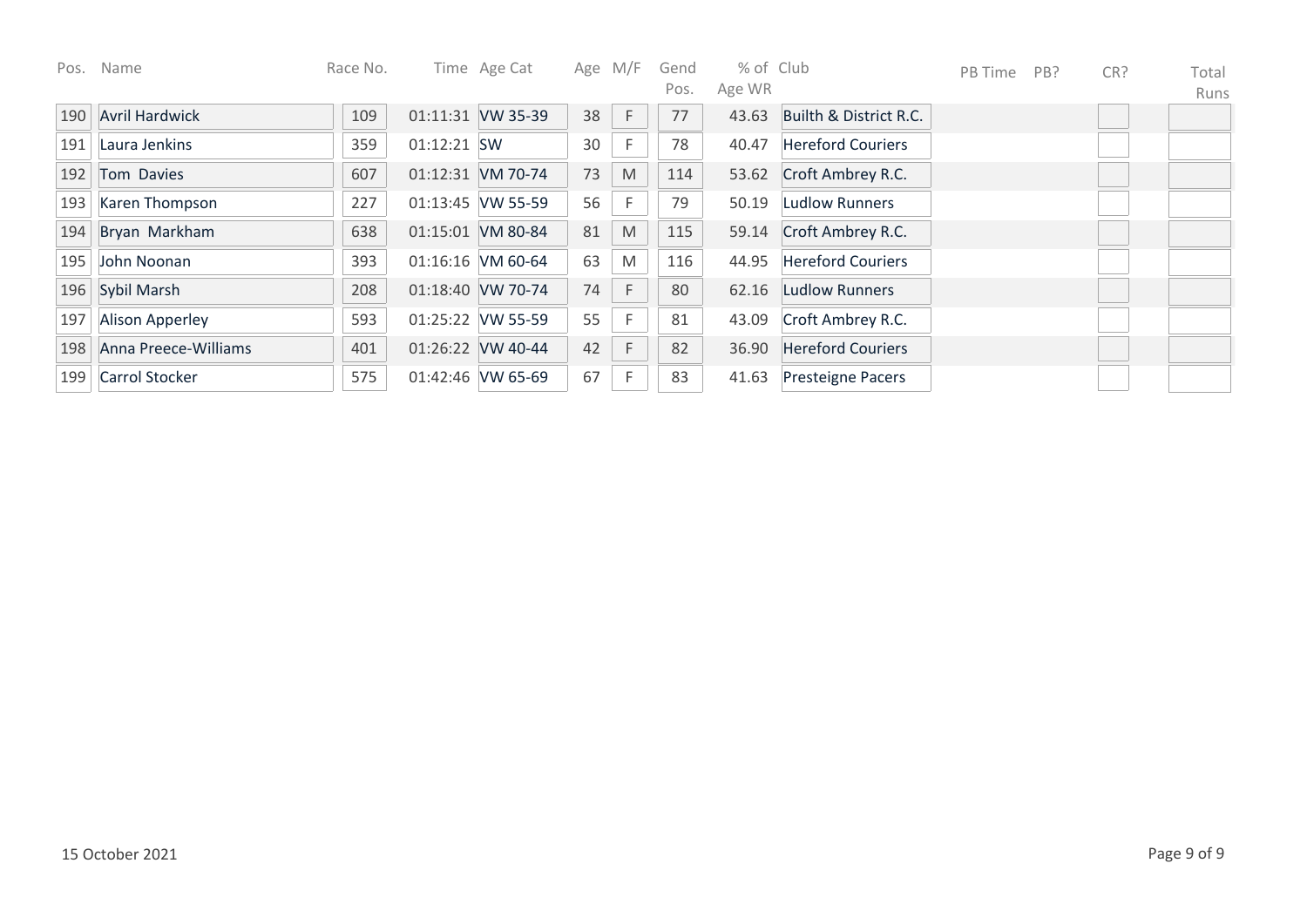| Pos. | Name | Race No. | Time | Age Cat | Age | M/F | Gend Pos. | % of Age WR | Club | PB Time | PB? | CR? | Total Runs |
|---|---|---|---|---|---|---|---|---|---|---|---|---|---|
| 190 | Avril Hardwick | 109 | 01:11:31 | VW 35-39 | 38 | F | 77 | 43.63 | Builth & District R.C. | | | | |
| 191 | Laura Jenkins | 359 | 01:12:21 | SW | 30 | F | 78 | 40.47 | Hereford Couriers | | | | |
| 192 | Tom Davies | 607 | 01:12:31 | VM 70-74 | 73 | M | 114 | 53.62 | Croft Ambrey R.C. | | | | |
| 193 | Karen Thompson | 227 | 01:13:45 | VW 55-59 | 56 | F | 79 | 50.19 | Ludlow Runners | | | | |
| 194 | Bryan Markham | 638 | 01:15:01 | VM 80-84 | 81 | M | 115 | 59.14 | Croft Ambrey R.C. | | | | |
| 195 | John Noonan | 393 | 01:16:16 | VM 60-64 | 63 | M | 116 | 44.95 | Hereford Couriers | | | | |
| 196 | Sybil Marsh | 208 | 01:18:40 | VW 70-74 | 74 | F | 80 | 62.16 | Ludlow Runners | | | | |
| 197 | Alison Apperley | 593 | 01:25:22 | VW 55-59 | 55 | F | 81 | 43.09 | Croft Ambrey R.C. | | | | |
| 198 | Anna Preece-Williams | 401 | 01:26:22 | VW 40-44 | 42 | F | 82 | 36.90 | Hereford Couriers | | | | |
| 199 | Carrol Stocker | 575 | 01:42:46 | VW 65-69 | 67 | F | 83 | 41.63 | Presteigne Pacers | | | | |

15 October 2021